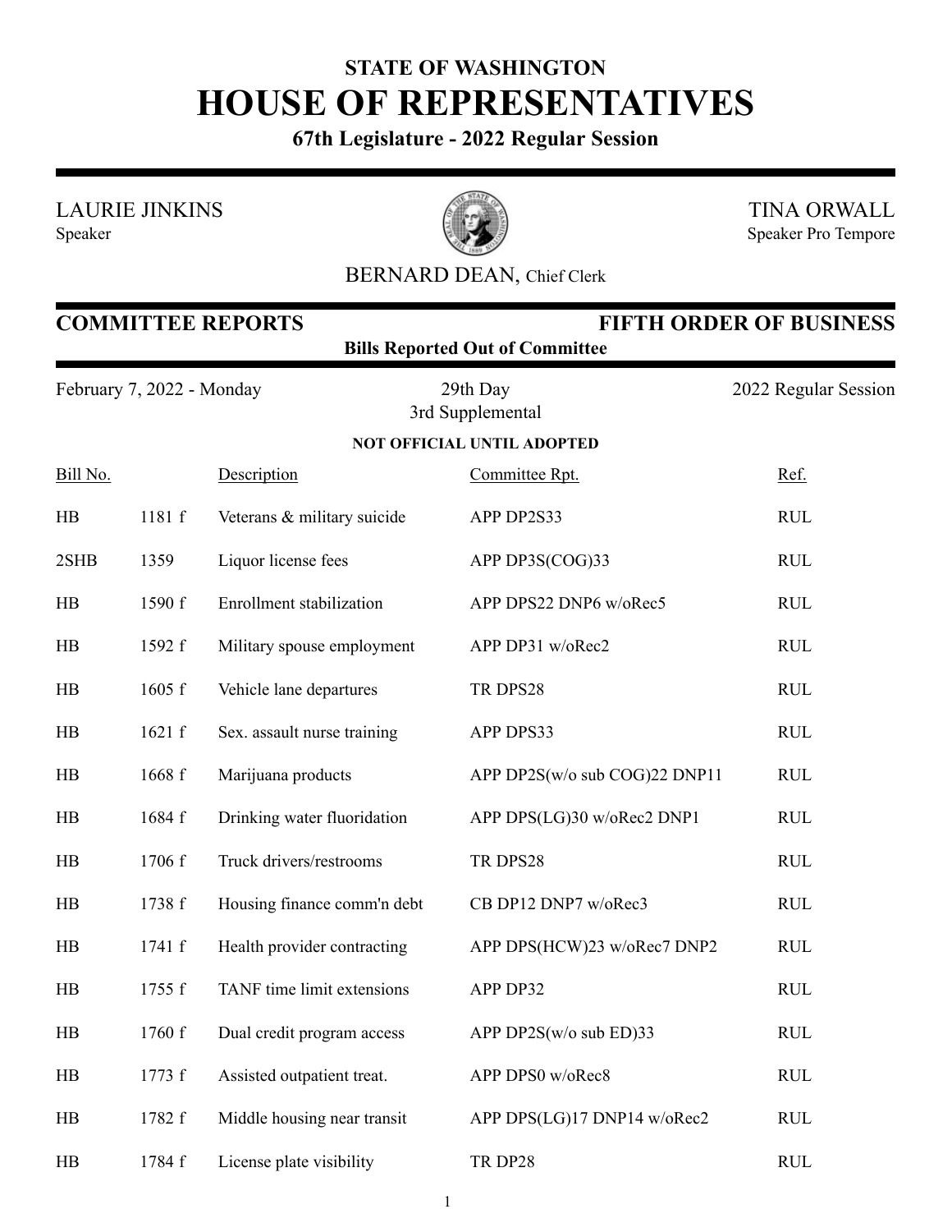# STATE OF WASHINGTON
# HOUSE OF REPRESENTATIVES

**67th Legislature - 2022 Regular Session**

LAURIE JINKINS
Speaker

TINA ORWALL
Speaker Pro Tempore

BERNARD DEAN, Chief Clerk

## COMMITTEE REPORTS — FIFTH ORDER OF BUSINESS

**Bills Reported Out of Committee**

February 7, 2022 - Monday | 29th Day, 3rd Supplemental | 2022 Regular Session

**NOT OFFICIAL UNTIL ADOPTED**

| Bill No. | | Description | Committee Rpt. | Ref. |
|---|---|---|---|---|
| HB | 1181 f | Veterans & military suicide | APP DP2S33 | RUL |
| 2SHB | 1359 | Liquor license fees | APP DP3S(COG)33 | RUL |
| HB | 1590 f | Enrollment stabilization | APP DPS22 DNP6 w/oRec5 | RUL |
| HB | 1592 f | Military spouse employment | APP DP31 w/oRec2 | RUL |
| HB | 1605 f | Vehicle lane departures | TR DPS28 | RUL |
| HB | 1621 f | Sex. assault nurse training | APP DPS33 | RUL |
| HB | 1668 f | Marijuana products | APP DP2S(w/o sub COG)22 DNP11 | RUL |
| HB | 1684 f | Drinking water fluoridation | APP DPS(LG)30 w/oRec2 DNP1 | RUL |
| HB | 1706 f | Truck drivers/restrooms | TR DPS28 | RUL |
| HB | 1738 f | Housing finance comm'n debt | CB DP12 DNP7 w/oRec3 | RUL |
| HB | 1741 f | Health provider contracting | APP DPS(HCW)23 w/oRec7 DNP2 | RUL |
| HB | 1755 f | TANF time limit extensions | APP DP32 | RUL |
| HB | 1760 f | Dual credit program access | APP DP2S(w/o sub ED)33 | RUL |
| HB | 1773 f | Assisted outpatient treat. | APP DPS0 w/oRec8 | RUL |
| HB | 1782 f | Middle housing near transit | APP DPS(LG)17 DNP14 w/oRec2 | RUL |
| HB | 1784 f | License plate visibility | TR DP28 | RUL |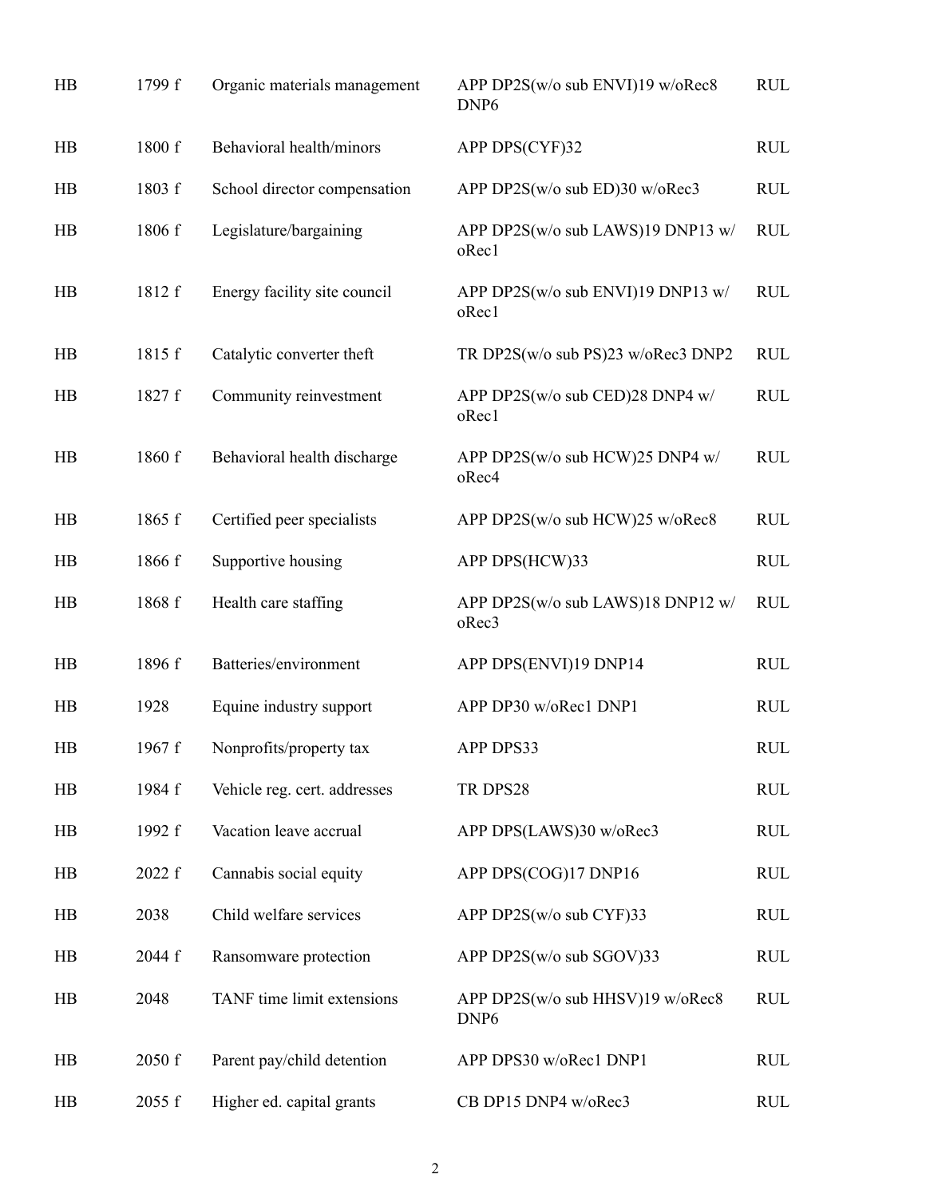| | | | | |
|---|---|---|---|---|
| HB | 1799 f | Organic materials management | APP DP2S(w/o sub ENVI)19 w/oRec8 DNP6 | RUL |
| HB | 1800 f | Behavioral health/minors | APP DPS(CYF)32 | RUL |
| HB | 1803 f | School director compensation | APP DP2S(w/o sub ED)30 w/oRec3 | RUL |
| HB | 1806 f | Legislature/bargaining | APP DP2S(w/o sub LAWS)19 DNP13 w/oRec1 | RUL |
| HB | 1812 f | Energy facility site council | APP DP2S(w/o sub ENVI)19 DNP13 w/oRec1 | RUL |
| HB | 1815 f | Catalytic converter theft | TR DP2S(w/o sub PS)23 w/oRec3 DNP2 | RUL |
| HB | 1827 f | Community reinvestment | APP DP2S(w/o sub CED)28 DNP4 w/oRec1 | RUL |
| HB | 1860 f | Behavioral health discharge | APP DP2S(w/o sub HCW)25 DNP4 w/oRec4 | RUL |
| HB | 1865 f | Certified peer specialists | APP DP2S(w/o sub HCW)25 w/oRec8 | RUL |
| HB | 1866 f | Supportive housing | APP DPS(HCW)33 | RUL |
| HB | 1868 f | Health care staffing | APP DP2S(w/o sub LAWS)18 DNP12 w/oRec3 | RUL |
| HB | 1896 f | Batteries/environment | APP DPS(ENVI)19 DNP14 | RUL |
| HB | 1928 | Equine industry support | APP DP30 w/oRec1 DNP1 | RUL |
| HB | 1967 f | Nonprofits/property tax | APP DPS33 | RUL |
| HB | 1984 f | Vehicle reg. cert. addresses | TR DPS28 | RUL |
| HB | 1992 f | Vacation leave accrual | APP DPS(LAWS)30 w/oRec3 | RUL |
| HB | 2022 f | Cannabis social equity | APP DPS(COG)17 DNP16 | RUL |
| HB | 2038 | Child welfare services | APP DP2S(w/o sub CYF)33 | RUL |
| HB | 2044 f | Ransomware protection | APP DP2S(w/o sub SGOV)33 | RUL |
| HB | 2048 | TANF time limit extensions | APP DP2S(w/o sub HHSV)19 w/oRec8 DNP6 | RUL |
| HB | 2050 f | Parent pay/child detention | APP DPS30 w/oRec1 DNP1 | RUL |
| HB | 2055 f | Higher ed. capital grants | CB DP15 DNP4 w/oRec3 | RUL |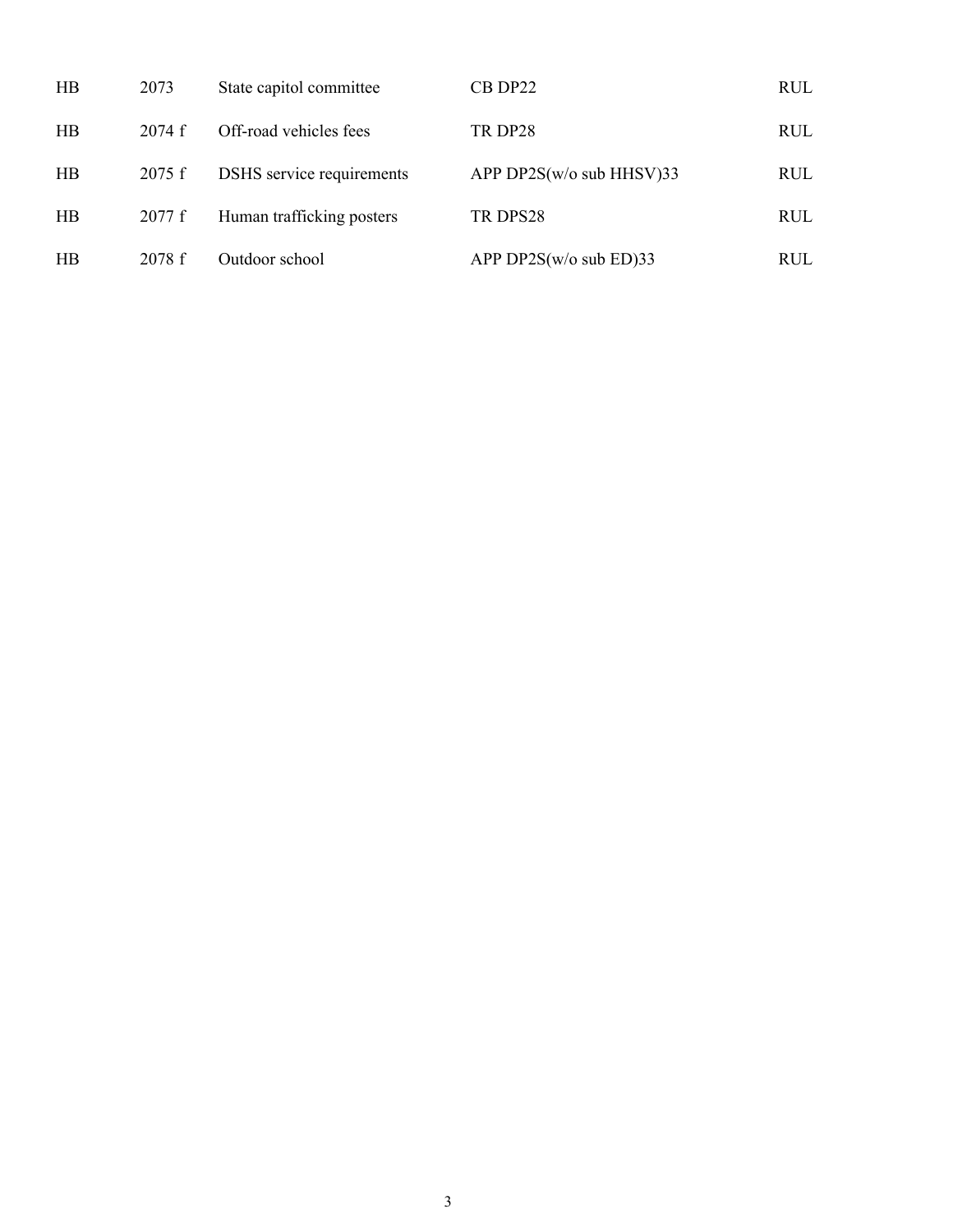| | | | | |
|---|---|---|---|---|
| HB | 2073 | State capitol committee | CB DP22 | RUL |
| HB | 2074 f | Off-road vehicles fees | TR DP28 | RUL |
| HB | 2075 f | DSHS service requirements | APP DP2S(w/o sub HHSV)33 | RUL |
| HB | 2077 f | Human trafficking posters | TR DPS28 | RUL |
| HB | 2078 f | Outdoor school | APP DP2S(w/o sub ED)33 | RUL |